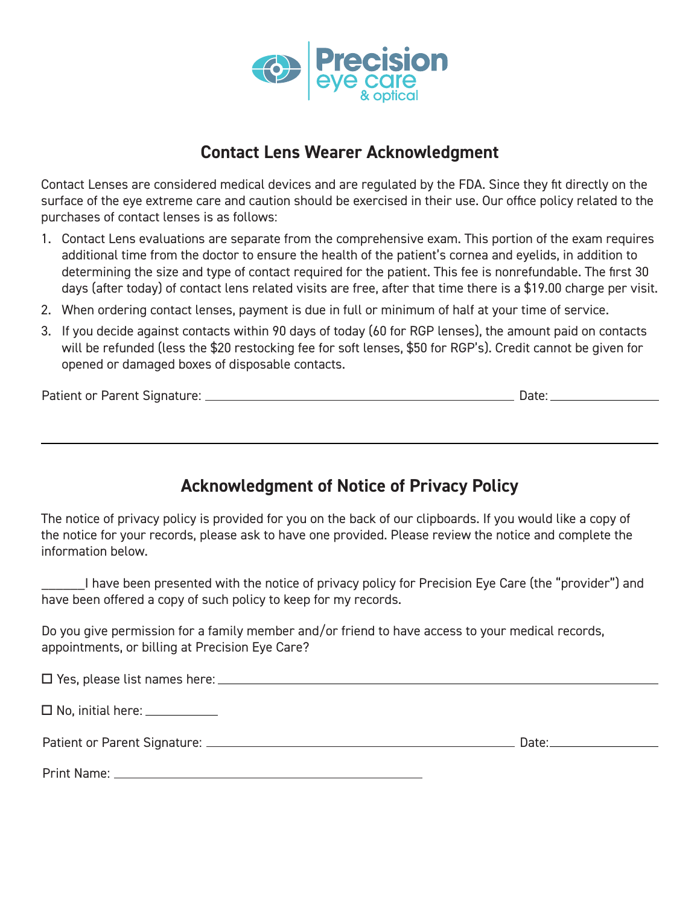Precision eye care & optical

## Contact Lens Wearer Acknowledgment

Contact Lenses are considered medical devices and are regulated by the FDA. Since they fit directly on the surface of the eye extreme care and caution should be exercised in their use. Our office policy related to the purchases of contact lenses is as follows:

1. Contact Lens evaluations are separate from the comprehensive exam. This portion of the exam requires additional time from the doctor to ensure the health of the patient's cornea and eyelids, in addition to determining the size and type of contact required for the patient. This fee is nonrefundable. The first 30 days (after today) of contact lens related visits are free, after that time there is a $19.00 charge per visit.
2. When ordering contact lenses, payment is due in full or minimum of half at your time of service.
3. If you decide against contacts within 90 days of today (60 for RGP lenses), the amount paid on contacts will be refunded (less the $20 restocking fee for soft lenses, $50 for RGP's). Credit cannot be given for opened or damaged boxes of disposable contacts.

Patient or Parent Signature: ______________________________ Date: ______________

---

## Acknowledgment of Notice of Privacy Policy

The notice of privacy policy is provided for you on the back of our clipboards. If you would like a copy of the notice for your records, please ask to have one provided. Please review the notice and complete the information below.

_______I have been presented with the notice of privacy policy for Precision Eye Care (the "provider") and have been offered a copy of such policy to keep for my records.

Do you give permission for a family member and/or friend to have access to your medical records, appointments, or billing at Precision Eye Care?

☐ Yes, please list names here: ______________________________

☐ No, initial here: __________

Patient or Parent Signature: ______________________________ Date: ______________

Print Name: ______________________________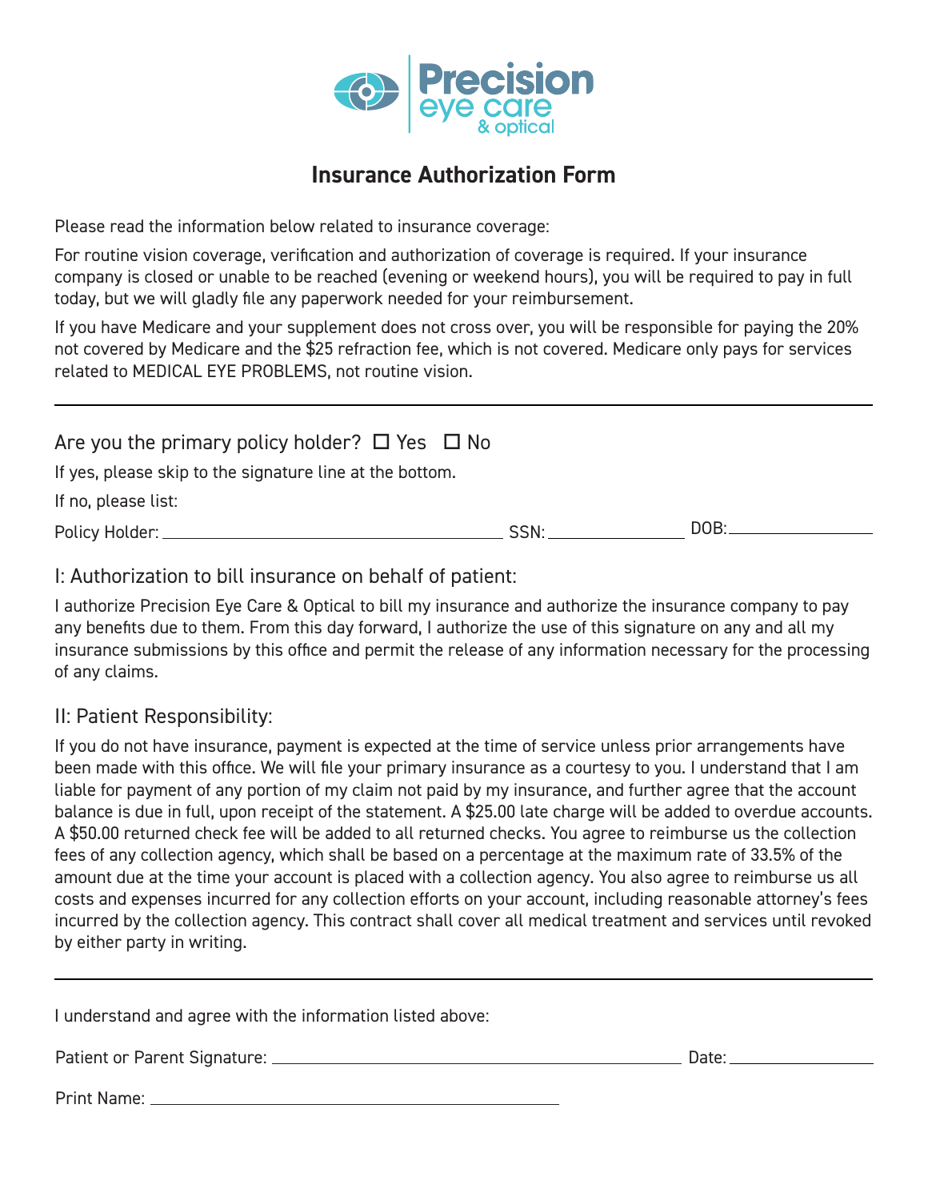**Precision eye care & optical**

# Insurance Authorization Form

Please read the information below related to insurance coverage:

For routine vision coverage, verification and authorization of coverage is required. If your insurance company is closed or unable to be reached (evening or weekend hours), you will be required to pay in full today, but we will gladly file any paperwork needed for your reimbursement.

If you have Medicare and your supplement does not cross over, you will be responsible for paying the 20% not covered by Medicare and the $25 refraction fee, which is not covered. Medicare only pays for services related to MEDICAL EYE PROBLEMS, not routine vision.

---

Are you the primary policy holder? ☐ Yes ☐ No

If yes, please skip to the signature line at the bottom.

If no, please list:

Policy Holder: ______________________ SSN: ____________ DOB: ____________

## I: Authorization to bill insurance on behalf of patient:

I authorize Precision Eye Care & Optical to bill my insurance and authorize the insurance company to pay any benefits due to them. From this day forward, I authorize the use of this signature on any and all my insurance submissions by this office and permit the release of any information necessary for the processing of any claims.

## II: Patient Responsibility:

If you do not have insurance, payment is expected at the time of service unless prior arrangements have been made with this office. We will file your primary insurance as a courtesy to you. I understand that I am liable for payment of any portion of my claim not paid by my insurance, and further agree that the account balance is due in full, upon receipt of the statement. A $25.00 late charge will be added to overdue accounts. A $50.00 returned check fee will be added to all returned checks. You agree to reimburse us the collection fees of any collection agency, which shall be based on a percentage at the maximum rate of 33.5% of the amount due at the time your account is placed with a collection agency. You also agree to reimburse us all costs and expenses incurred for any collection efforts on your account, including reasonable attorney's fees incurred by the collection agency. This contract shall cover all medical treatment and services until revoked by either party in writing.

---

I understand and agree with the information listed above:

Patient or Parent Signature: ______________________ Date: ____________

Print Name: ______________________